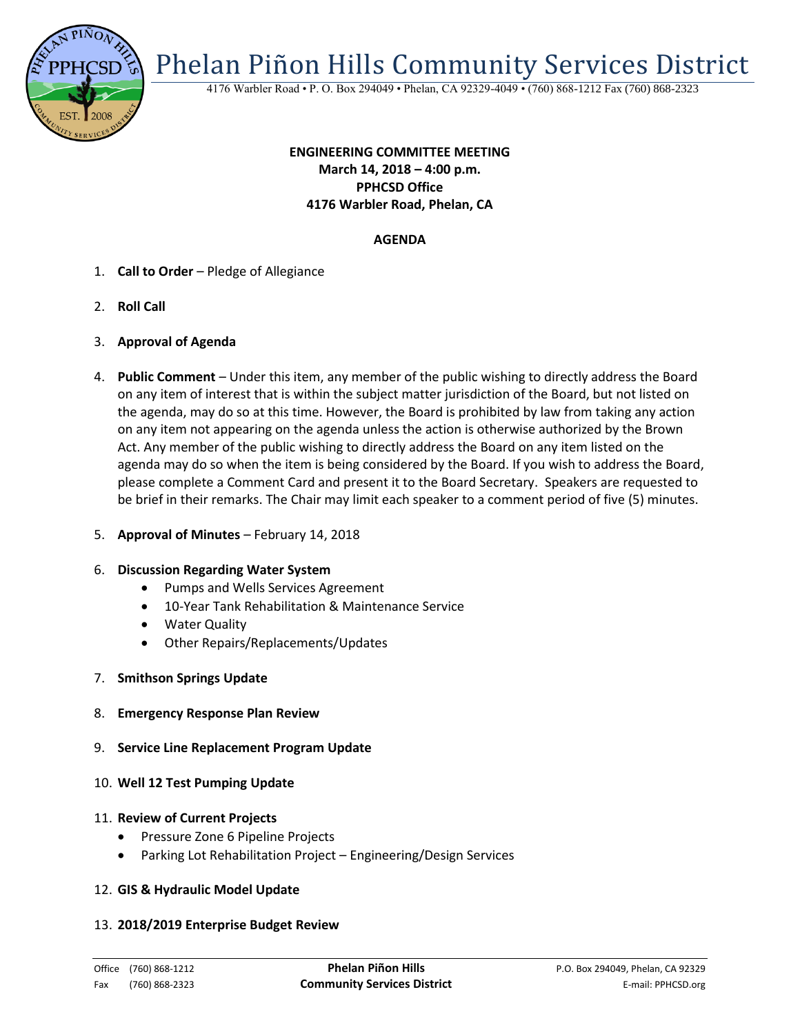# Phelan Piñon Hills Community Services District

4176 Warbler Road • P. O. Box 294049 • Phelan, CA 92329-4049 • (760) 868-1212 Fax (760) 868-2323

**ENGINEERING COMMITTEE MEETING**
**March 14, 2018 – 4:00 p.m.**
**PPHCSD Office**
**4176 Warbler Road, Phelan, CA**

## AGENDA

1. **Call to Order** – Pledge of Allegiance

2. **Roll Call**

3. **Approval of Agenda**

4. **Public Comment** – Under this item, any member of the public wishing to directly address the Board on any item of interest that is within the subject matter jurisdiction of the Board, but not listed on the agenda, may do so at this time. However, the Board is prohibited by law from taking any action on any item not appearing on the agenda unless the action is otherwise authorized by the Brown Act. Any member of the public wishing to directly address the Board on any item listed on the agenda may do so when the item is being considered by the Board. If you wish to address the Board, please complete a Comment Card and present it to the Board Secretary. Speakers are requested to be brief in their remarks. The Chair may limit each speaker to a comment period of five (5) minutes.

5. **Approval of Minutes** – February 14, 2018

6. **Discussion Regarding Water System**
   - Pumps and Wells Services Agreement
   - 10-Year Tank Rehabilitation & Maintenance Service
   - Water Quality
   - Other Repairs/Replacements/Updates

7. **Smithson Springs Update**

8. **Emergency Response Plan Review**

9. **Service Line Replacement Program Update**

10. **Well 12 Test Pumping Update**

11. **Review of Current Projects**
    - Pressure Zone 6 Pipeline Projects
    - Parking Lot Rehabilitation Project – Engineering/Design Services

12. **GIS & Hydraulic Model Update**

13. **2018/2019 Enterprise Budget Review**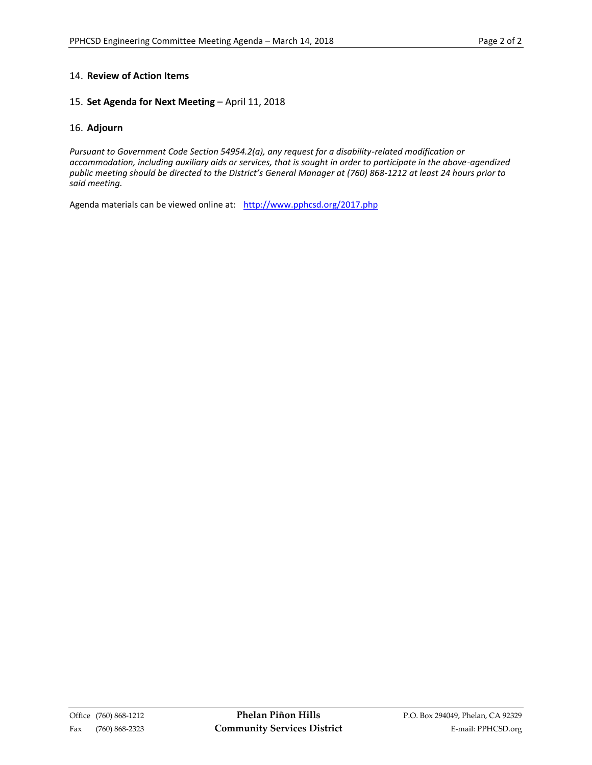14. **Review of Action Items**

15. **Set Agenda for Next Meeting** – April 11, 2018

16. **Adjourn**

*Pursuant to Government Code Section 54954.2(a), any request for a disability-related modification or accommodation, including auxiliary aids or services, that is sought in order to participate in the above-agendized public meeting should be directed to the District's General Manager at (760) 868-1212 at least 24 hours prior to said meeting.*

Agenda materials can be viewed online at: http://www.pphcsd.org/2017.php